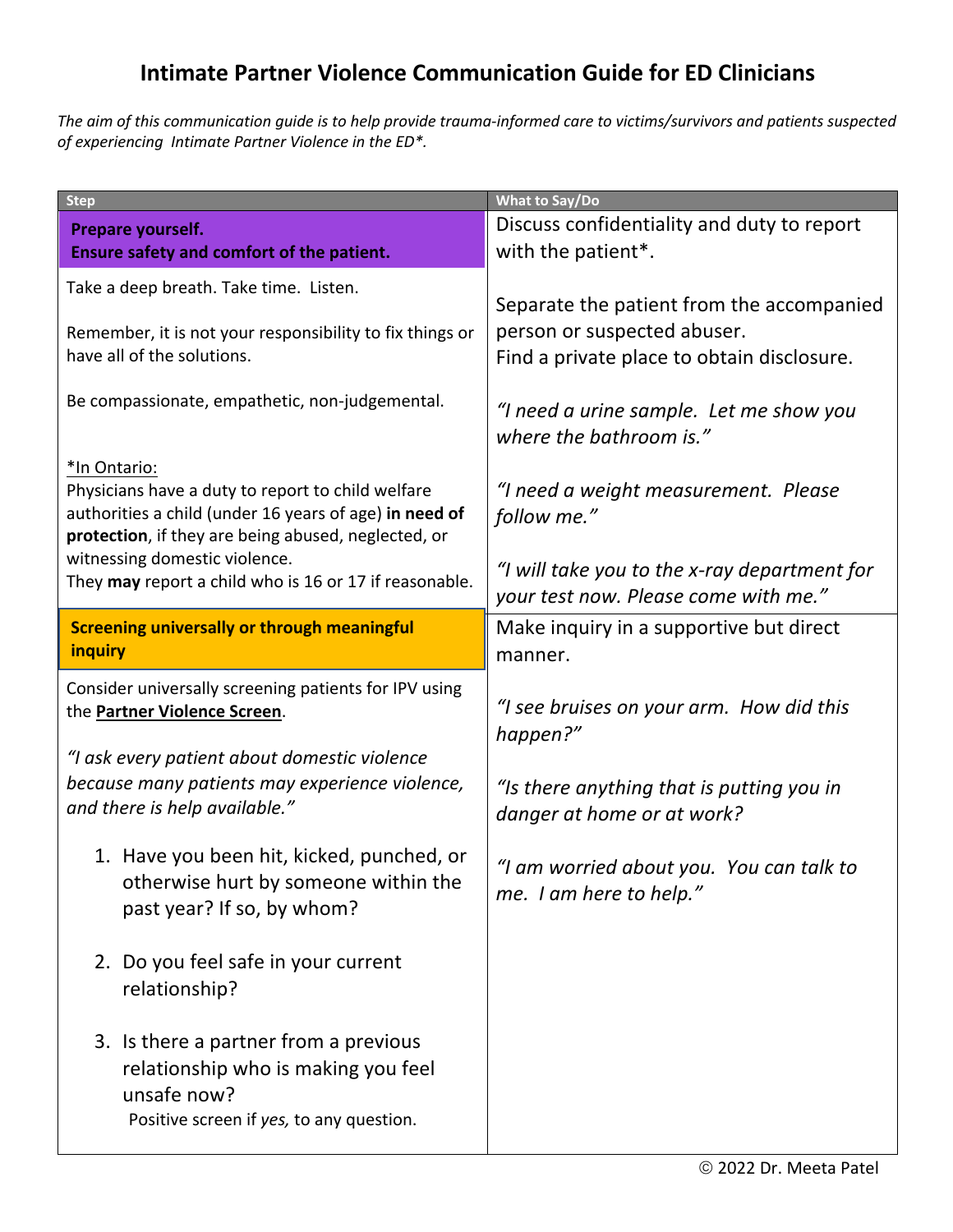# Intimate Partner Violence Communication Guide for ED Clinicians

*The aim of this communication guide is to help provide trauma-informed care to victims/survivors and patients suspected of experiencing Intimate Partner Violence in the ED*.*

| Step | What to Say/Do |
| --- | --- |
| **Prepare yourself.**<br>**Ensure safety and comfort of the patient.**<br><br>Take a deep breath. Take time. Listen.<br><br>Remember, it is not your responsibility to fix things or have all of the solutions.<br><br>Be compassionate, empathetic, non-judgemental.<br><br>*In Ontario:<br>Physicians have a duty to report to child welfare authorities a child (under 16 years of age) **in need of protection**, if they are being abused, neglected, or witnessing domestic violence.<br>They **may** report a child who is 16 or 17 if reasonable. | Discuss confidentiality and duty to report with the patient*.<br><br>Separate the patient from the accompanied person or suspected abuser.<br>Find a private place to obtain disclosure.<br><br>*"I need a urine sample. Let me show you where the bathroom is."*<br><br>*"I need a weight measurement. Please follow me."*<br><br>*"I will take you to the x-ray department for your test now. Please come with me."* |
| **Screening universally or through meaningful inquiry**<br><br>Consider universally screening patients for IPV using the **Partner Violence Screen**.<br><br>*"I ask every patient about domestic violence because many patients may experience violence, and there is help available."*<br><br>1. Have you been hit, kicked, punched, or otherwise hurt by someone within the past year? If so, by whom?<br>2. Do you feel safe in your current relationship?<br>3. Is there a partner from a previous relationship who is making you feel unsafe now?<br><br>Positive screen if *yes,* to any question. | Make inquiry in a supportive but direct manner.<br><br>*"I see bruises on your arm. How did this happen?"*<br><br>*"Is there anything that is putting you in danger at home or at work?*<br><br>*"I am worried about you. You can talk to me. I am here to help."* |

© 2022 Dr. Meeta Patel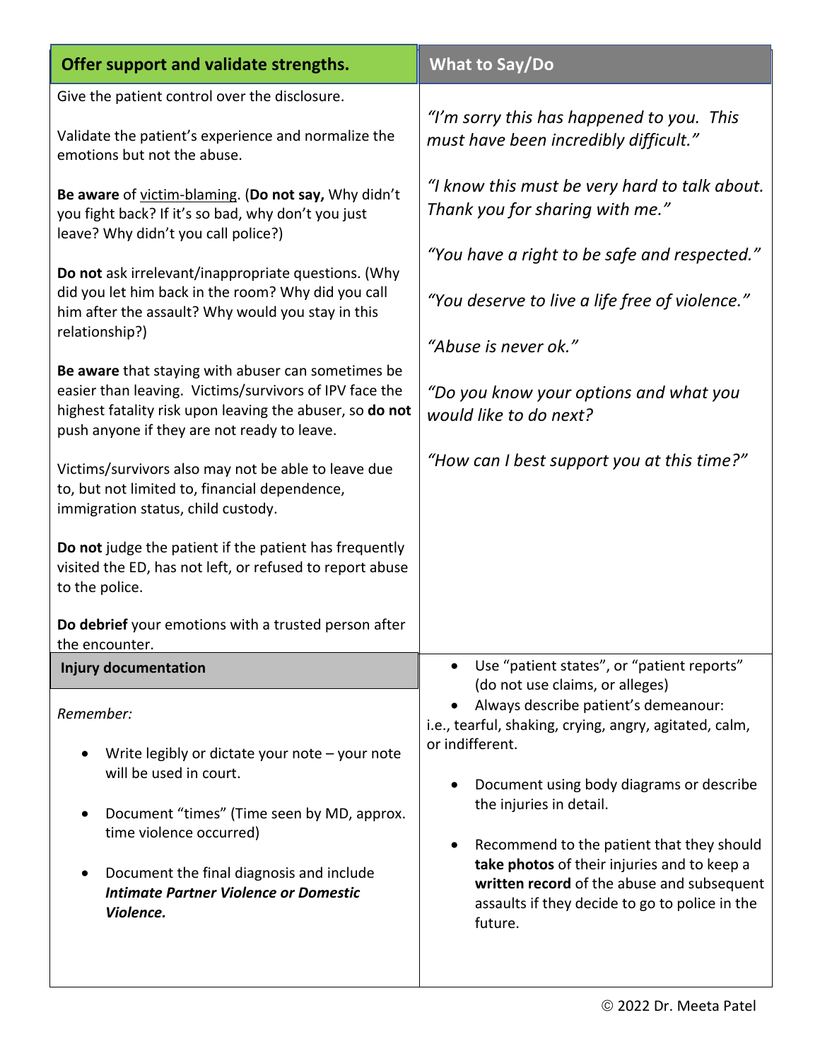| Offer support and validate strengths. | What to Say/Do |
|---|---|
| Give the patient control over the disclosure.<br><br>Validate the patient's experience and normalize the emotions but not the abuse.<br><br>**Be aware** of victim-blaming. (**Do not say,** Why didn't you fight back? If it's so bad, why don't you just leave? Why didn't you call police?)<br><br>**Do not** ask irrelevant/inappropriate questions. (Why did you let him back in the room? Why did you call him after the assault? Why would you stay in this relationship?)<br><br>**Be aware** that staying with abuser can sometimes be easier than leaving. Victims/survivors of IPV face the highest fatality risk upon leaving the abuser, so **do not** push anyone if they are not ready to leave.<br><br>Victims/survivors also may not be able to leave due to, but not limited to, financial dependence, immigration status, child custody.<br><br>**Do not** judge the patient if the patient has frequently visited the ED, has not left, or refused to report abuse to the police.<br><br>**Do debrief** your emotions with a trusted person after the encounter. | *"I'm sorry this has happened to you. This must have been incredibly difficult."*<br><br>*"I know this must be very hard to talk about. Thank you for sharing with me."*<br><br>*"You have a right to be safe and respected."*<br><br>*"You deserve to live a life free of violence."*<br><br>*"Abuse is never ok."*<br><br>*"Do you know your options and what you would like to do next?*<br><br>*"How can I best support you at this time?"* |
| **Injury documentation**<br><br>*Remember:*<br><br>• Write legibly or dictate your note – your note will be used in court.<br><br>• Document "times" (Time seen by MD, approx. time violence occurred)<br><br>• Document the final diagnosis and include ***Intimate Partner Violence or Domestic Violence.*** | • Use "patient states", or "patient reports" (do not use claims, or alleges)<br><br>• Always describe patient's demeanour: i.e., tearful, shaking, crying, angry, agitated, calm, or indifferent.<br><br>• Document using body diagrams or describe the injuries in detail.<br><br>• Recommend to the patient that they should **take photos** of their injuries and to keep a **written record** of the abuse and subsequent assaults if they decide to go to police in the future. |

© 2022 Dr. Meeta Patel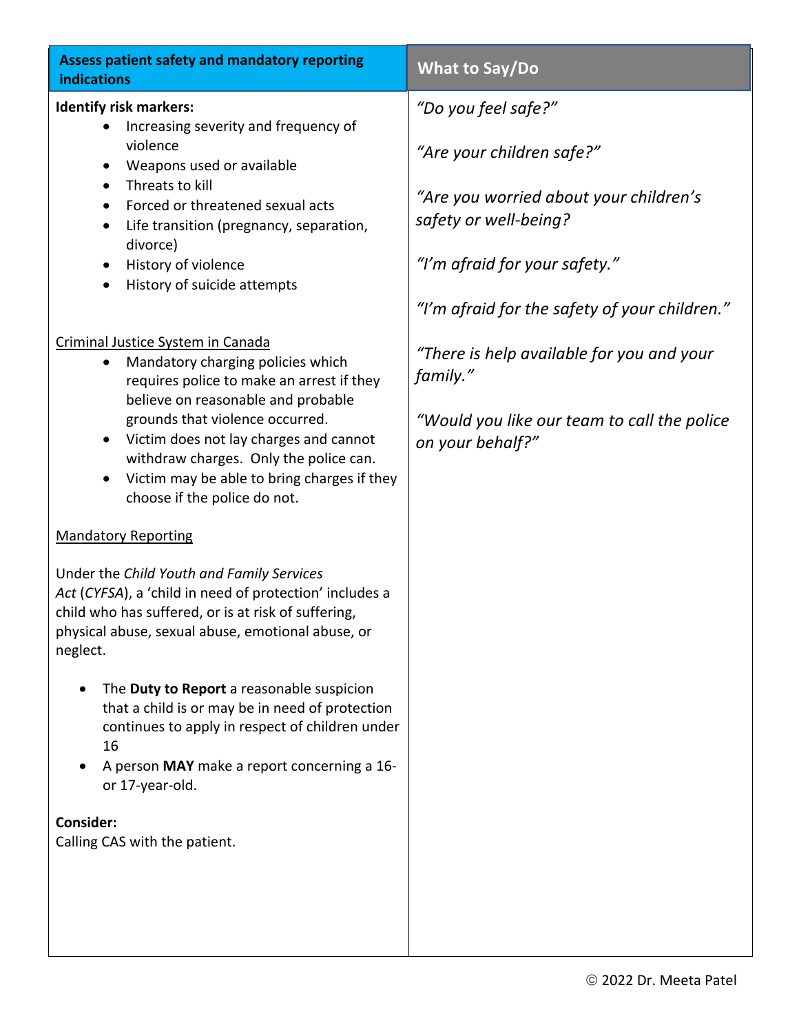| Assess patient safety and mandatory reporting indications | What to Say/Do |
|---|---|
| **Identify risk markers:**<br>• Increasing severity and frequency of violence<br>• Weapons used or available<br>• Threats to kill<br>• Forced or threatened sexual acts<br>• Life transition (pregnancy, separation, divorce)<br>• History of violence<br>• History of suicide attempts<br><br><u>Criminal Justice System in Canada</u><br>• Mandatory charging policies which requires police to make an arrest if they believe on reasonable and probable grounds that violence occurred.<br>• Victim does not lay charges and cannot withdraw charges. Only the police can.<br>• Victim may be able to bring charges if they choose if the police do not.<br><br><u>Mandatory Reporting</u><br><br>Under the *Child Youth and Family Services Act* (*CYFSA*), a 'child in need of protection' includes a child who has suffered, or is at risk of suffering, physical abuse, sexual abuse, emotional abuse, or neglect.<br><br>• The **Duty to Report** a reasonable suspicion that a child is or may be in need of protection continues to apply in respect of children under 16<br>• A person **MAY** make a report concerning a 16- or 17-year-old.<br><br>**Consider:**<br>Calling CAS with the patient. | *"Do you feel safe?"*<br><br>*"Are your children safe?"*<br><br>*"Are you worried about your children's safety or well-being?*<br><br>*"I'm afraid for your safety."*<br><br>*"I'm afraid for the safety of your children."*<br><br>*"There is help available for you and your family."*<br><br>*"Would you like our team to call the police on your behalf?"* |

© 2022 Dr. Meeta Patel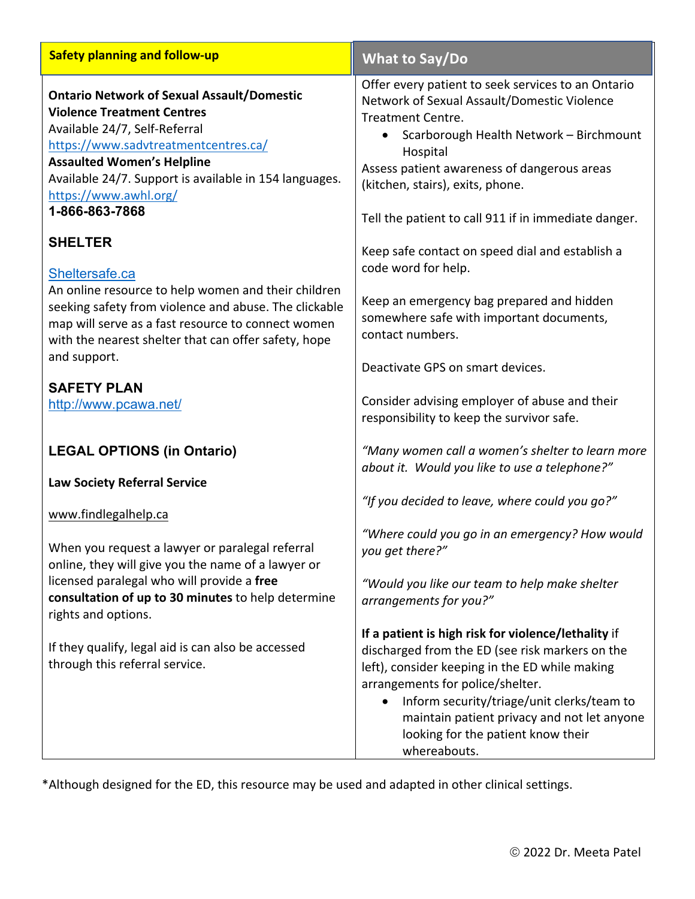| Safety planning and follow-up | What to Say/Do |
|---|---|
| **Ontario Network of Sexual Assault/Domestic Violence Treatment Centres**<br>Available 24/7, Self-Referral<br>https://www.sadvtreatmentcentres.ca/<br>**Assaulted Women's Helpline**<br>Available 24/7. Support is available in 154 languages.<br>https://www.awhl.org/<br>**1-866-863-7868**<br><br>**SHELTER**<br><br>Sheltersafe.ca<br>An online resource to help women and their children seeking safety from violence and abuse. The clickable map will serve as a fast resource to connect women with the nearest shelter that can offer safety, hope and support.<br><br>**SAFETY PLAN**<br>http://www.pcawa.net/<br><br>**LEGAL OPTIONS (in Ontario)**<br><br>**Law Society Referral Service**<br><br>www.findlegalhelp.ca<br><br>When you request a lawyer or paralegal referral online, they will give you the name of a lawyer or licensed paralegal who will provide a **free consultation of up to 30 minutes** to help determine rights and options.<br><br>If they qualify, legal aid is can also be accessed through this referral service. | Offer every patient to seek services to an Ontario Network of Sexual Assault/Domestic Violence Treatment Centre.<br>• Scarborough Health Network – Birchmount Hospital<br>Assess patient awareness of dangerous areas (kitchen, stairs), exits, phone.<br><br>Tell the patient to call 911 if in immediate danger.<br><br>Keep safe contact on speed dial and establish a code word for help.<br><br>Keep an emergency bag prepared and hidden somewhere safe with important documents, contact numbers.<br><br>Deactivate GPS on smart devices.<br><br>Consider advising employer of abuse and their responsibility to keep the survivor safe.<br><br>*"Many women call a women's shelter to learn more about it. Would you like to use a telephone?"*<br><br>*"If you decided to leave, where could you go?"*<br><br>*"Where could you go in an emergency? How would you get there?"*<br><br>*"Would you like our team to help make shelter arrangements for you?"*<br><br>**If a patient is high risk for violence/lethality** if discharged from the ED (see risk markers on the left), consider keeping in the ED while making arrangements for police/shelter.<br>• Inform security/triage/unit clerks/team to maintain patient privacy and not let anyone looking for the patient know their whereabouts. |

*Although designed for the ED, this resource may be used and adapted in other clinical settings.

© 2022 Dr. Meeta Patel